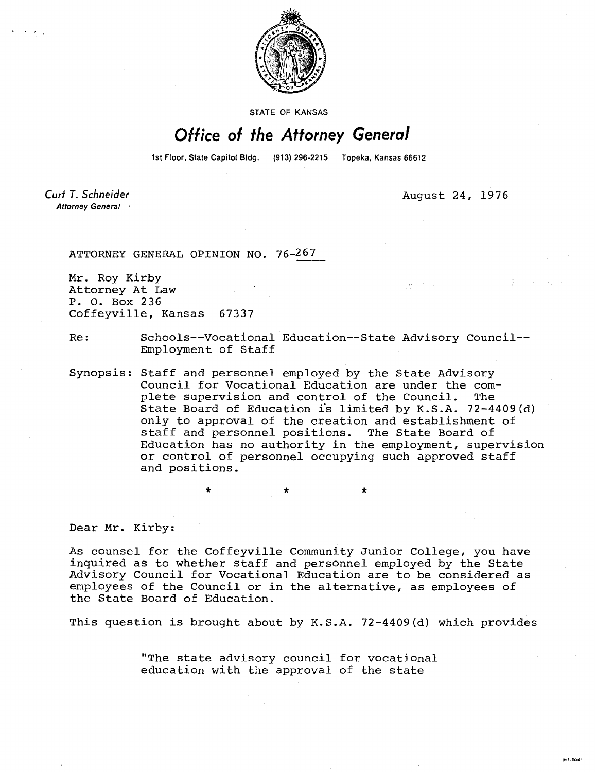STATE OF KANSAS

# *Office of the Attorney General*

1st Floor, State Capitol Bldg. (913) 296-2215 Topeka, Kansas 66612

*Curt T. Schneider*
**Attorney General**

August 24, 1976

ATTORNEY GENERAL OPINION NO. 76-267

Mr. Roy Kirby
Attorney At Law
P. O. Box 236
Coffeyville, Kansas 67337

Re: Schools--Vocational Education--State Advisory Council--Employment of Staff

Synopsis: Staff and personnel employed by the State Advisory Council for Vocational Education are under the complete supervision and control of the Council. The State Board of Education is limited by K.S.A. 72-4409(d) only to approval of the creation and establishment of staff and personnel positions. The State Board of Education has no authority in the employment, supervision or control of personnel occupying such approved staff and positions.

\* \* \*

Dear Mr. Kirby:

As counsel for the Coffeyville Community Junior College, you have inquired as to whether staff and personnel employed by the State Advisory Council for Vocational Education are to be considered as employees of the Council or in the alternative, as employees of the State Board of Education.

This question is brought about by K.S.A. 72-4409(d) which provides

> "The state advisory council for vocational education with the approval of the state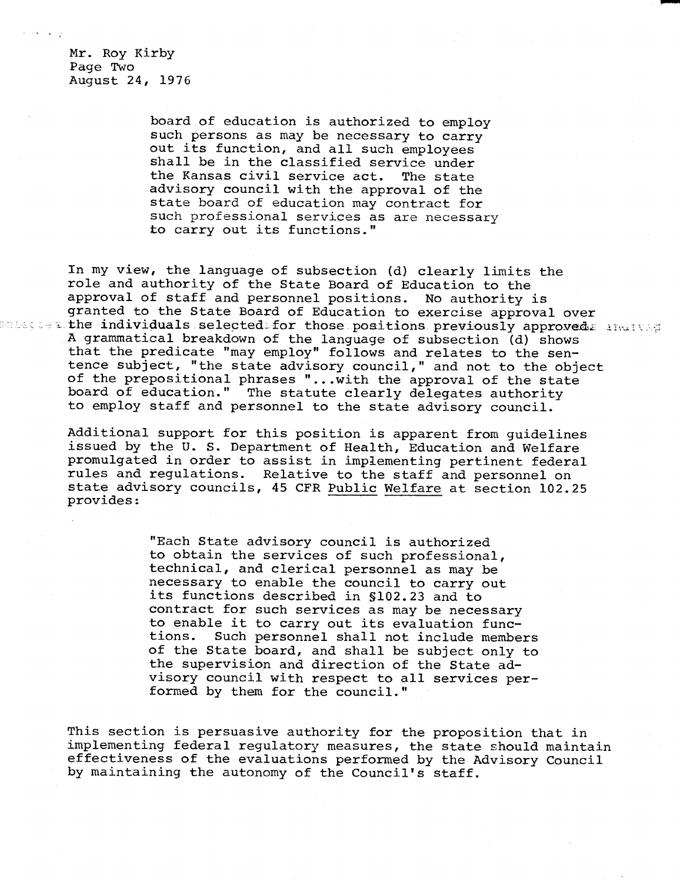Mr. Roy Kirby
Page Two
August 24, 1976

> board of education is authorized to employ such persons as may be necessary to carry out its function, and all such employees shall be in the classified service under the Kansas civil service act. The state advisory council with the approval of the state board of education may contract for such professional services as are necessary to carry out its functions."

In my view, the language of subsection (d) clearly limits the role and authority of the State Board of Education to the approval of staff and personnel positions. No authority is granted to the State Board of Education to exercise approval over the individuals selected for those positions previously approved. A grammatical breakdown of the language of subsection (d) shows that the predicate "may employ" follows and relates to the sentence subject, "the state advisory council," and not to the object of the prepositional phrases "...with the approval of the state board of education." The statute clearly delegates authority to employ staff and personnel to the state advisory council.

Additional support for this position is apparent from guidelines issued by the U. S. Department of Health, Education and Welfare promulgated in order to assist in implementing pertinent federal rules and regulations. Relative to the staff and personnel on state advisory councils, 45 CFR Public Welfare at section 102.25 provides:

> "Each State advisory council is authorized to obtain the services of such professional, technical, and clerical personnel as may be necessary to enable the council to carry out its functions described in §102.23 and to contract for such services as may be necessary to enable it to carry out its evaluation functions. Such personnel shall not include members of the State board, and shall be subject only to the supervision and direction of the State advisory council with respect to all services performed by them for the council."

This section is persuasive authority for the proposition that in implementing federal regulatory measures, the state should maintain effectiveness of the evaluations performed by the Advisory Council by maintaining the autonomy of the Council's staff.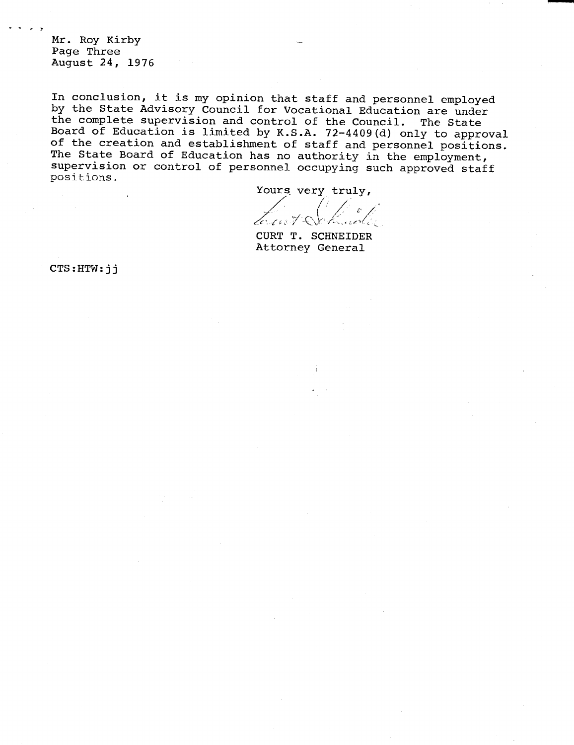Mr. Roy Kirby
Page Three
August 24, 1976

In conclusion, it is my opinion that staff and personnel employed by the State Advisory Council for Vocational Education are under the complete supervision and control of the Council. The State Board of Education is limited by K.S.A. 72-4409(d) only to approval of the creation and establishment of staff and personnel positions. The State Board of Education has no authority in the employment, supervision or control of personnel occupying such approved staff positions.

Yours very truly,

CURT T. SCHNEIDER
Attorney General

CTS:HTW:jj